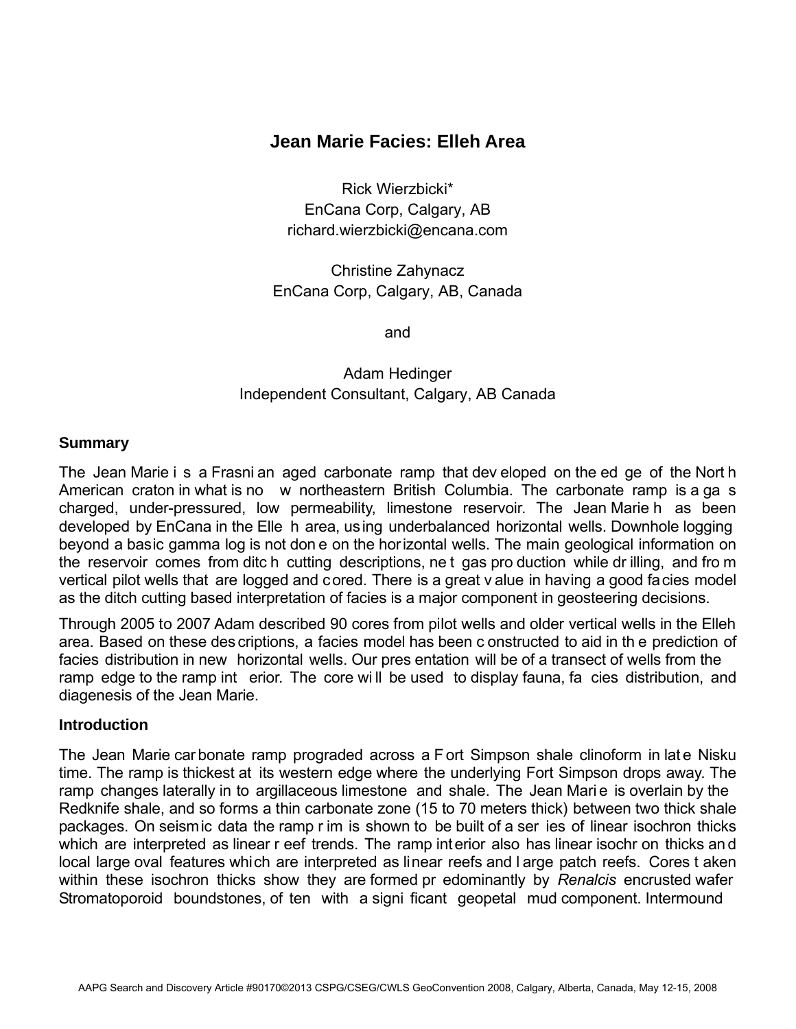# Jean Marie Facies: Elleh Area

Rick Wierzbicki*
EnCana Corp, Calgary, AB
richard.wierzbicki@encana.com

Christine Zahynacz
EnCana Corp, Calgary, AB, Canada

and

Adam Hedinger
Independent Consultant, Calgary, AB Canada

## Summary

The Jean Marie is a Frasnian aged carbonate ramp that developed on the edge of the North American craton in what is now northeastern British Columbia. The carbonate ramp is a gas charged, under-pressured, low permeability, limestone reservoir. The Jean Marie has been developed by EnCana in the Elleh area, using underbalanced horizontal wells. Downhole logging beyond a basic gamma log is not done on the horizontal wells. The main geological information on the reservoir comes from ditch cutting descriptions, net gas production while drilling, and from vertical pilot wells that are logged and cored. There is a great value in having a good facies model as the ditch cutting based interpretation of facies is a major component in geosteering decisions.

Through 2005 to 2007 Adam described 90 cores from pilot wells and older vertical wells in the Elleh area. Based on these descriptions, a facies model has been constructed to aid in the prediction of facies distribution in new horizontal wells. Our presentation will be of a transect of wells from the ramp edge to the ramp interior. The core will be used to display fauna, facies distribution, and diagenesis of the Jean Marie.

## Introduction

The Jean Marie carbonate ramp prograded across a Fort Simpson shale clinoform in late Nisku time. The ramp is thickest at its western edge where the underlying Fort Simpson drops away. The ramp changes laterally in to argillaceous limestone and shale. The Jean Marie is overlain by the Redknife shale, and so forms a thin carbonate zone (15 to 70 meters thick) between two thick shale packages. On seismic data the ramp rim is shown to be built of a series of linear isochron thicks which are interpreted as linear reef trends. The ramp interior also has linear isochron thicks and local large oval features which are interpreted as linear reefs and large patch reefs. Cores taken within these isochron thicks show they are formed predominantly by *Renalcis* encrusted wafer Stromatoporoid boundstones, often with a significant geopetal mud component. Intermound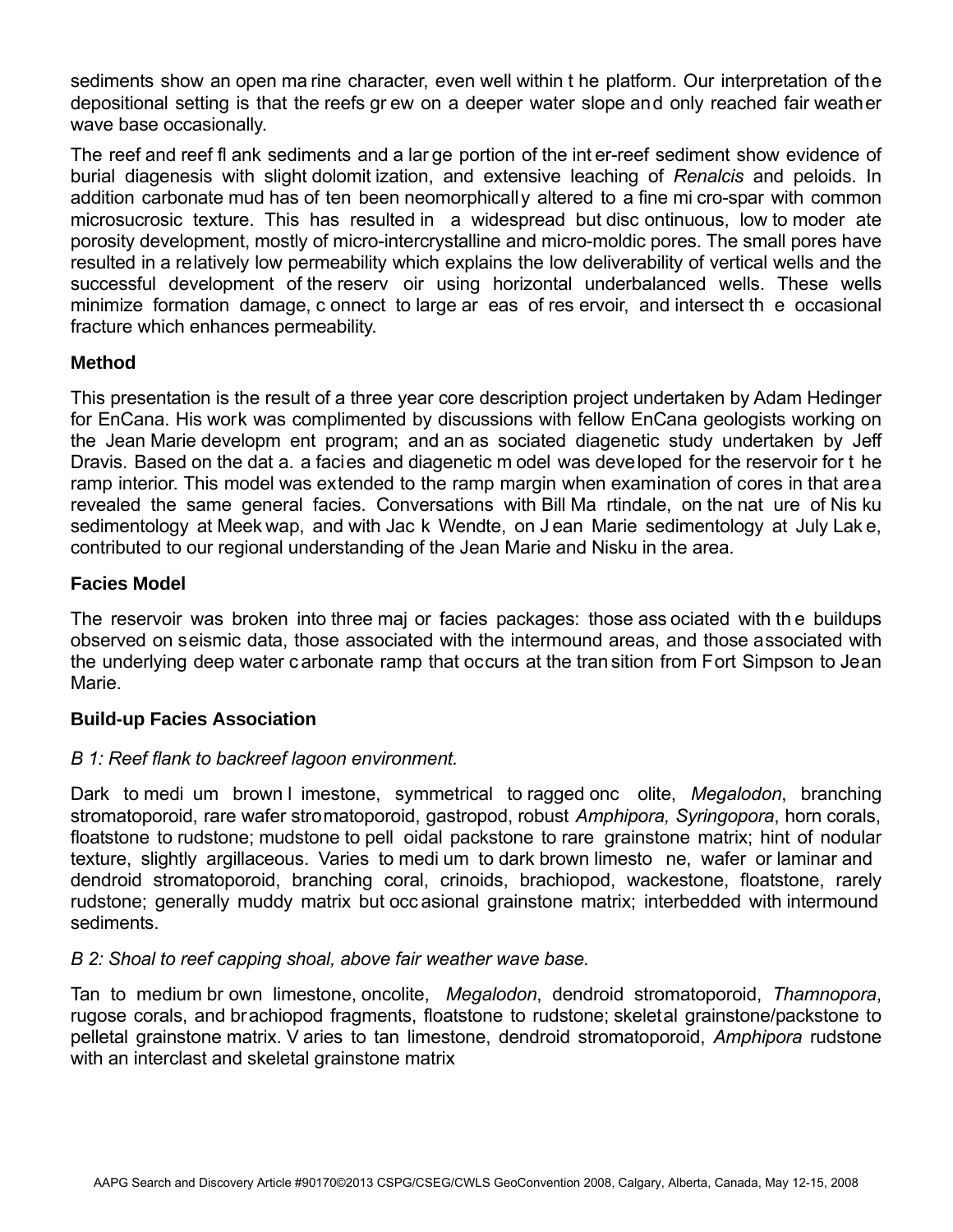sediments show an open marine character, even well within the platform. Our interpretation of the depositional setting is that the reefs grew on a deeper water slope and only reached fair weather wave base occasionally.

The reef and reef flank sediments and a large portion of the inter-reef sediment show evidence of burial diagenesis with slight dolomitization, and extensive leaching of *Renalcis* and peloids. In addition carbonate mud has often been neomorphically altered to a fine micro-spar with common microsucrosic texture. This has resulted in a widespread but discontinuous, low to moderate porosity development, mostly of micro-intercrystalline and micro-moldic pores. The small pores have resulted in a relatively low permeability which explains the low deliverability of vertical wells and the successful development of the reservoir using horizontal underbalanced wells. These wells minimize formation damage, connect to large areas of reservoir, and intersect the occasional fracture which enhances permeability.

## Method

This presentation is the result of a three year core description project undertaken by Adam Hedinger for EnCana. His work was complimented by discussions with fellow EnCana geologists working on the Jean Marie development program; and an associated diagenetic study undertaken by Jeff Dravis. Based on the data. a facies and diagenetic model was developed for the reservoir for the ramp interior. This model was extended to the ramp margin when examination of cores in that area revealed the same general facies. Conversations with Bill Martindale, on the nature of Nisku sedimentology at Meekwap, and with Jack Wendte, on Jean Marie sedimentology at July Lake, contributed to our regional understanding of the Jean Marie and Nisku in the area.

## Facies Model

The reservoir was broken into three major facies packages: those associated with the buildups observed on seismic data, those associated with the intermound areas, and those associated with the underlying deep water carbonate ramp that occurs at the transition from Fort Simpson to Jean Marie.

## Build-up Facies Association

*B 1: Reef flank to backreef lagoon environment.*

Dark to medium brown limestone, symmetrical to ragged oncolite, *Megalodon*, branching stromatoporoid, rare wafer stromatoporoid, gastropod, robust *Amphipora, Syringopora*, horn corals, floatstone to rudstone; mudstone to pelloidal packstone to rare grainstone matrix; hint of nodular texture, slightly argillaceous. Varies to medium to dark brown limestone, wafer or laminar and dendroid stromatoporoid, branching coral, crinoids, brachiopod, wackestone, floatstone, rarely rudstone; generally muddy matrix but occasional grainstone matrix; interbedded with intermound sediments.

*B 2: Shoal to reef capping shoal, above fair weather wave base.*

Tan to medium brown limestone, oncolite, *Megalodon*, dendroid stromatoporoid, *Thamnopora*, rugose corals, and brachiopod fragments, floatstone to rudstone; skeletal grainstone/packstone to pelletal grainstone matrix. Varies to tan limestone, dendroid stromatoporoid, *Amphipora* rudstone with an interclast and skeletal grainstone matrix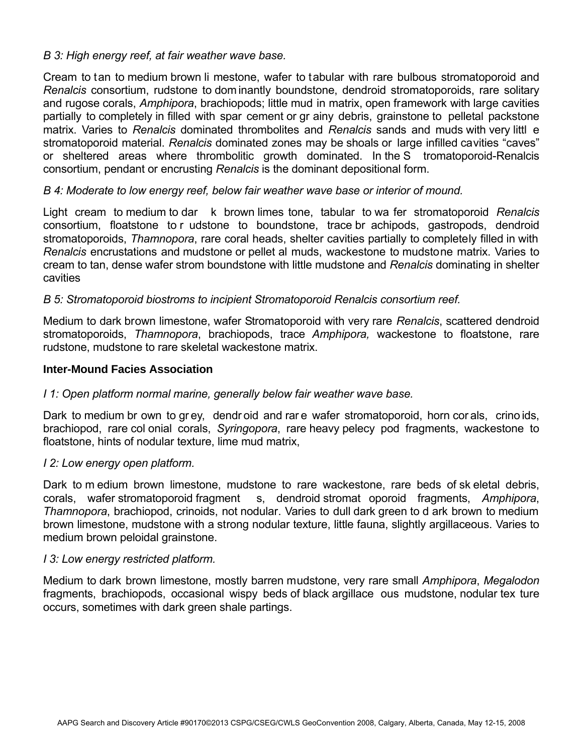*B 3: High energy reef, at fair weather wave base.*

Cream to tan to medium brown limestone, wafer to tabular with rare bulbous stromatoporoid and *Renalcis* consortium, rudstone to dominantly boundstone, dendroid stromatoporoids, rare solitary and rugose corals, *Amphipora*, brachiopods; little mud in matrix, open framework with large cavities partially to completely in filled with spar cement or grainy debris, grainstone to pelletal packstone matrix. Varies to *Renalcis* dominated thrombolites and *Renalcis* sands and muds with very little stromatoporoid material. *Renalcis* dominated zones may be shoals or large infilled cavities "caves" or sheltered areas where thrombolitic growth dominated. In the Stromatoporoid-Renalcis consortium, pendant or encrusting *Renalcis* is the dominant depositional form.

*B 4: Moderate to low energy reef, below fair weather wave base or interior of mound.*

Light cream to medium to dark brown limestone, tabular to wafer stromatoporoid *Renalcis* consortium, floatstone to rudstone to boundstone, trace brachipods, gastropods, dendroid stromatoporoids, *Thamnopora*, rare coral heads, shelter cavities partially to completely filled in with *Renalcis* encrustations and mudstone or pelletal muds, wackestone to mudstone matrix. Varies to cream to tan, dense wafer strom boundstone with little mudstone and *Renalcis* dominating in shelter cavities

*B 5: Stromatoporoid biostroms to incipient Stromatoporoid Renalcis consortium reef.*

Medium to dark brown limestone, wafer Stromatoporoid with very rare *Renalcis*, scattered dendroid stromatoporoids, *Thamnopora*, brachiopods, trace *Amphipora,* wackestone to floatstone, rare rudstone, mudstone to rare skeletal wackestone matrix.

**Inter-Mound Facies Association**

*I 1: Open platform normal marine, generally below fair weather wave base.*

Dark to medium brown to grey, dendroid and rare wafer stromatoporoid, horn corals, crinoids, brachiopod, rare colonial corals, *Syringopora*, rare heavy pelecypod fragments, wackestone to floatstone, hints of nodular texture, lime mud matrix,

*I 2: Low energy open platform.*

Dark to medium brown limestone, mudstone to rare wackestone, rare beds of skeletal debris, corals, wafer stromatoporoid fragments, dendroid stromatoporoid fragments, *Amphipora*, *Thamnopora*, brachiopod, crinoids, not nodular. Varies to dull dark green to dark brown to medium brown limestone, mudstone with a strong nodular texture, little fauna, slightly argillaceous. Varies to medium brown peloidal grainstone.

*I 3: Low energy restricted platform.*

Medium to dark brown limestone, mostly barren mudstone, very rare small *Amphipora*, *Megalodon* fragments, brachiopods, occasional wispy beds of black argillaceous mudstone, nodular texture occurs, sometimes with dark green shale partings.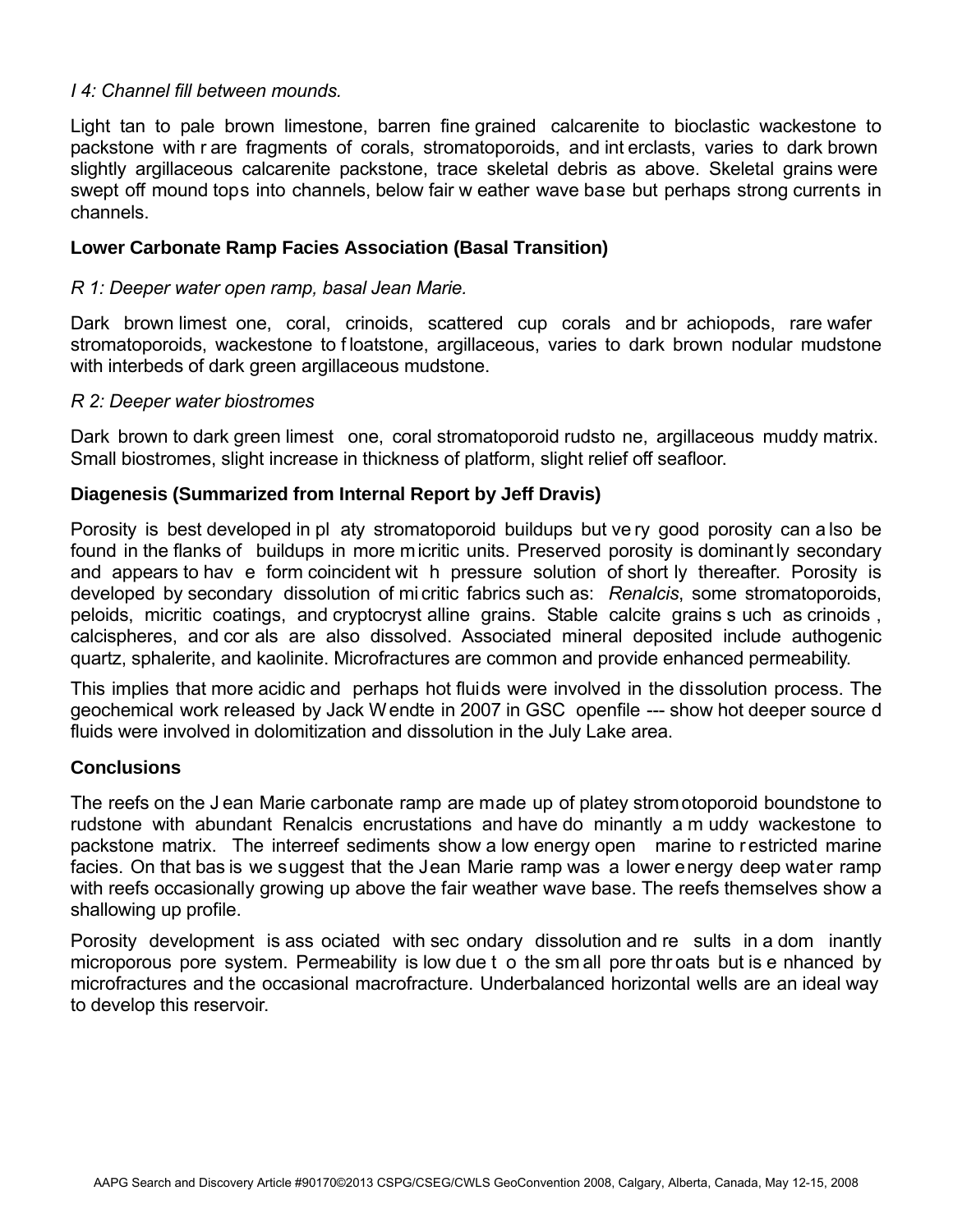*I 4: Channel fill between mounds.*

Light tan to pale brown limestone, barren fine grained calcarenite to bioclastic wackestone to packstone with rare fragments of corals, stromatoporoids, and interclasts, varies to dark brown slightly argillaceous calcarenite packstone, trace skeletal debris as above. Skeletal grains were swept off mound tops into channels, below fair weather wave base but perhaps strong currents in channels.

**Lower Carbonate Ramp Facies Association (Basal Transition)**

*R 1: Deeper water open ramp, basal Jean Marie.*

Dark brown limestone, coral, crinoids, scattered cup corals and brachiopods, rare wafer stromatoporoids, wackestone to floatstone, argillaceous, varies to dark brown nodular mudstone with interbeds of dark green argillaceous mudstone.

*R 2: Deeper water biostromes*

Dark brown to dark green limestone, coral stromatoporoid rudstone, argillaceous muddy matrix. Small biostromes, slight increase in thickness of platform, slight relief off seafloor.

**Diagenesis (Summarized from Internal Report by Jeff Dravis)**

Porosity is best developed in platy stromatoporoid buildups but very good porosity can also be found in the flanks of buildups in more micritic units. Preserved porosity is dominantly secondary and appears to have form coincident with pressure solution of shortly thereafter. Porosity is developed by secondary dissolution of micritic fabrics such as: *Renalcis*, some stromatoporoids, peloids, micritic coatings, and cryptocrystalline grains. Stable calcite grains such as crinoids, calcispheres, and corals are also dissolved. Associated mineral deposited include authogenic quartz, sphalerite, and kaolinite. Microfractures are common and provide enhanced permeability.

This implies that more acidic and perhaps hot fluids were involved in the dissolution process. The geochemical work released by Jack Wendte in 2007 in GSC openfile --- show hot deeper sourced fluids were involved in dolomitization and dissolution in the July Lake area.

**Conclusions**

The reefs on the Jean Marie carbonate ramp are made up of platey stromotoporoid boundstone to rudstone with abundant Renalcis encrustations and have dominantly a muddy wackestone to packstone matrix. The interreef sediments show a low energy open marine to restricted marine facies. On that basis we suggest that the Jean Marie ramp was a lower energy deep water ramp with reefs occasionally growing up above the fair weather wave base. The reefs themselves show a shallowing up profile.

Porosity development is associated with secondary dissolution and results in a dominantly microporous pore system. Permeability is low due to the small pore throats but is enhanced by microfractures and the occasional macrofracture. Underbalanced horizontal wells are an ideal way to develop this reservoir.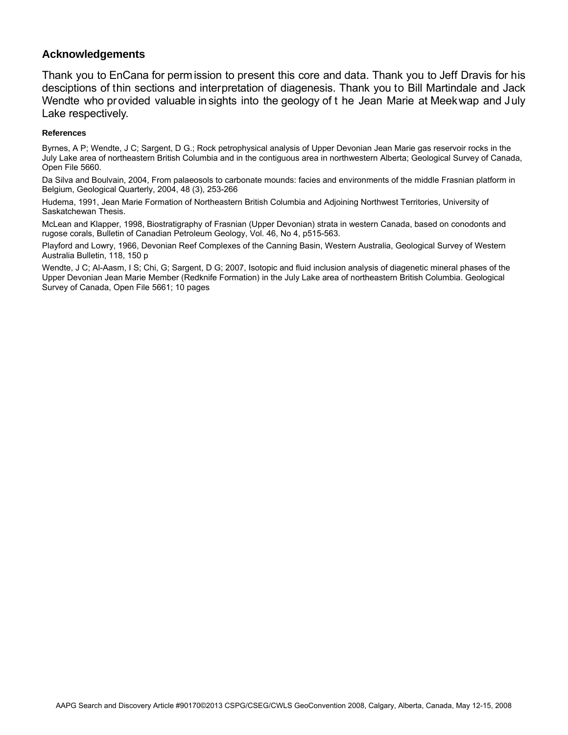## Acknowledgements

Thank you to EnCana for permission to present this core and data. Thank you to Jeff Dravis for his desciptions of thin sections and interpretation of diagenesis. Thank you to Bill Martindale and Jack Wendte who provided valuable insights into the geology of the Jean Marie at Meekwap and July Lake respectively.

### References

Byrnes, A P; Wendte, J C; Sargent, D G.; Rock petrophysical analysis of Upper Devonian Jean Marie gas reservoir rocks in the July Lake area of northeastern British Columbia and in the contiguous area in northwestern Alberta; Geological Survey of Canada, Open File 5660.

Da Silva and Boulvain, 2004, From palaeosols to carbonate mounds: facies and environments of the middle Frasnian platform in Belgium, Geological Quarterly, 2004, 48 (3), 253-266

Hudema, 1991, Jean Marie Formation of Northeastern British Columbia and Adjoining Northwest Territories, University of Saskatchewan Thesis.

McLean and Klapper, 1998, Biostratigraphy of Frasnian (Upper Devonian) strata in western Canada, based on conodonts and rugose corals, Bulletin of Canadian Petroleum Geology, Vol. 46, No 4, p515-563.

Playford and Lowry, 1966, Devonian Reef Complexes of the Canning Basin, Western Australia, Geological Survey of Western Australia Bulletin, 118, 150 p

Wendte, J C; Al-Aasm, I S; Chi, G; Sargent, D G; 2007, Isotopic and fluid inclusion analysis of diagenetic mineral phases of the Upper Devonian Jean Marie Member (Redknife Formation) in the July Lake area of northeastern British Columbia. Geological Survey of Canada, Open File 5661; 10 pages